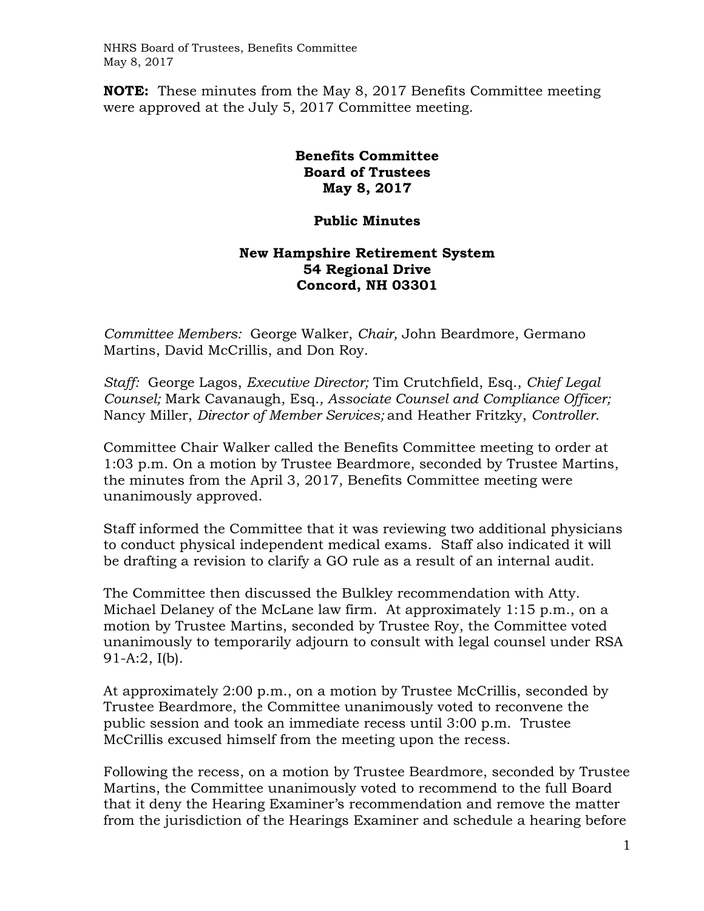**NOTE:** These minutes from the May 8, 2017 Benefits Committee meeting were approved at the July 5, 2017 Committee meeting.

**Benefits Committee**
**Board of Trustees**
**May 8, 2017**

**Public Minutes**

**New Hampshire Retirement System**
**54 Regional Drive**
**Concord, NH 03301**

*Committee Members:* George Walker, *Chair,* John Beardmore, Germano Martins, David McCrillis, and Don Roy.

*Staff:* George Lagos, *Executive Director;* Tim Crutchfield, Esq., *Chief Legal Counsel;* Mark Cavanaugh, Esq.*, Associate Counsel and Compliance Officer;* Nancy Miller, *Director of Member Services;* and Heather Fritzky, *Controller*.

Committee Chair Walker called the Benefits Committee meeting to order at 1:03 p.m. On a motion by Trustee Beardmore, seconded by Trustee Martins, the minutes from the April 3, 2017, Benefits Committee meeting were unanimously approved.

Staff informed the Committee that it was reviewing two additional physicians to conduct physical independent medical exams. Staff also indicated it will be drafting a revision to clarify a GO rule as a result of an internal audit.

The Committee then discussed the Bulkley recommendation with Atty. Michael Delaney of the McLane law firm. At approximately 1:15 p.m., on a motion by Trustee Martins, seconded by Trustee Roy, the Committee voted unanimously to temporarily adjourn to consult with legal counsel under RSA 91-A:2, I(b).

At approximately 2:00 p.m., on a motion by Trustee McCrillis, seconded by Trustee Beardmore, the Committee unanimously voted to reconvene the public session and took an immediate recess until 3:00 p.m. Trustee McCrillis excused himself from the meeting upon the recess.

Following the recess, on a motion by Trustee Beardmore, seconded by Trustee Martins, the Committee unanimously voted to recommend to the full Board that it deny the Hearing Examiner's recommendation and remove the matter from the jurisdiction of the Hearings Examiner and schedule a hearing before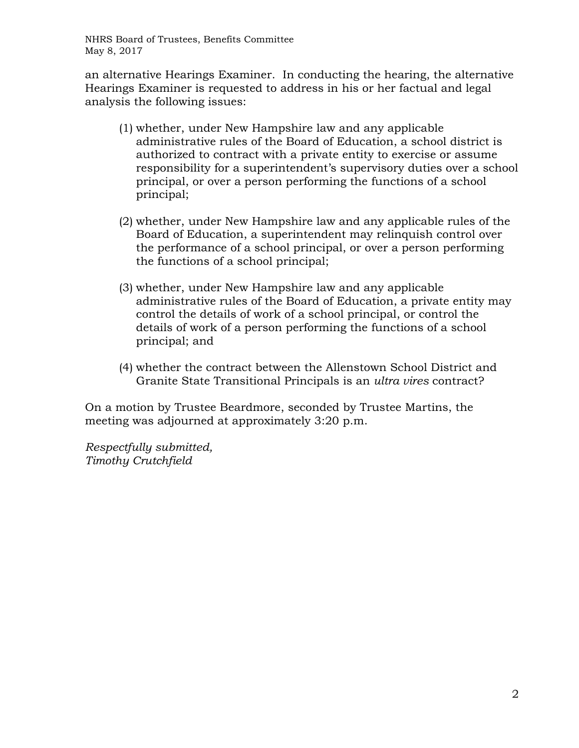an alternative Hearings Examiner. In conducting the hearing, the alternative Hearings Examiner is requested to address in his or her factual and legal analysis the following issues:

(1) whether, under New Hampshire law and any applicable administrative rules of the Board of Education, a school district is authorized to contract with a private entity to exercise or assume responsibility for a superintendent's supervisory duties over a school principal, or over a person performing the functions of a school principal;

(2) whether, under New Hampshire law and any applicable rules of the Board of Education, a superintendent may relinquish control over the performance of a school principal, or over a person performing the functions of a school principal;

(3) whether, under New Hampshire law and any applicable administrative rules of the Board of Education, a private entity may control the details of work of a school principal, or control the details of work of a person performing the functions of a school principal; and

(4) whether the contract between the Allenstown School District and Granite State Transitional Principals is an *ultra vires* contract?

On a motion by Trustee Beardmore, seconded by Trustee Martins, the meeting was adjourned at approximately 3:20 p.m.

*Respectfully submitted,*
*Timothy Crutchfield*